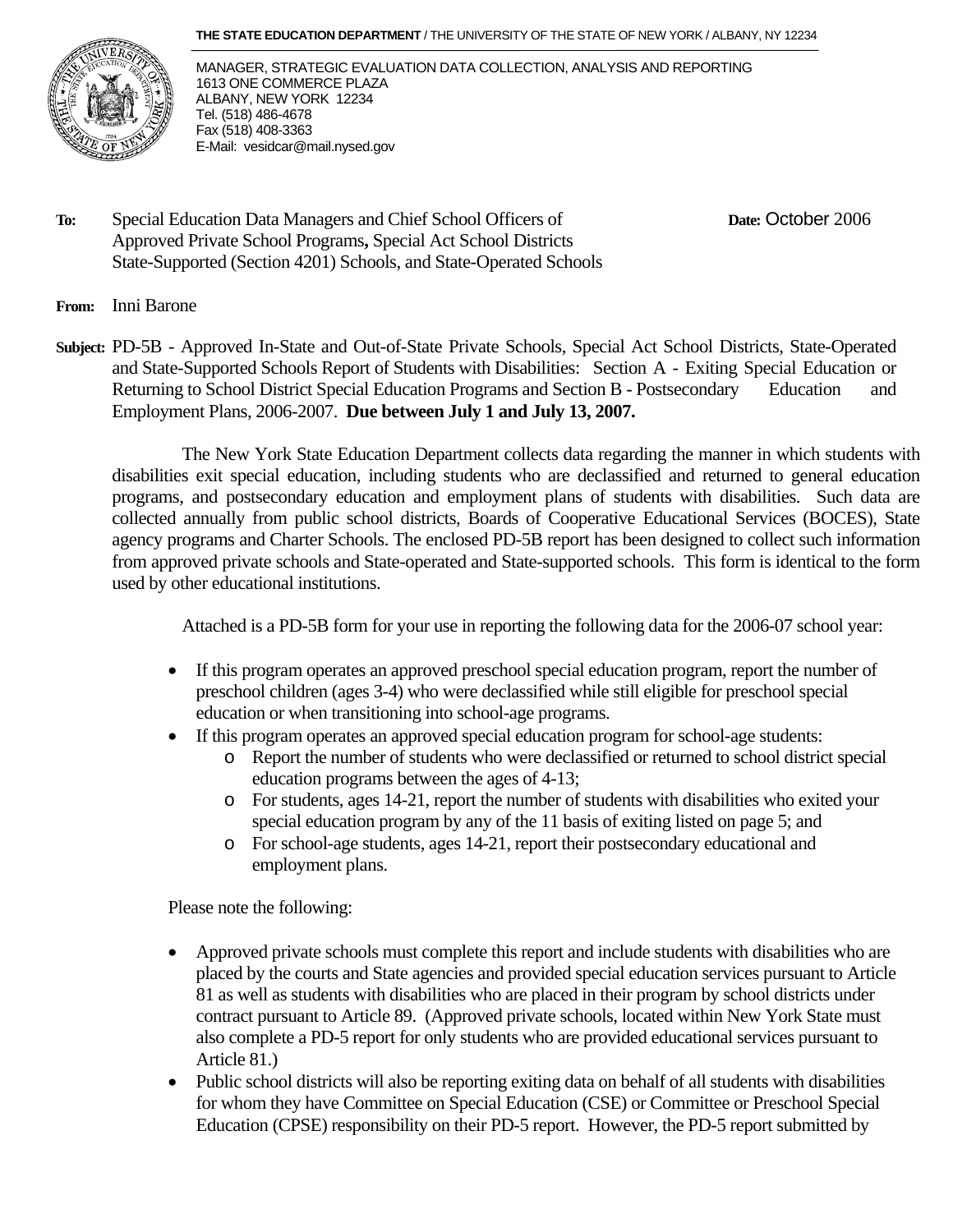**THE STATE EDUCATION DEPARTMENT** / THE UNIVERSITY OF THE STATE OF NEW YORK / ALBANY, NY 12234

MANAGER, STRATEGIC EVALUATION DATA COLLECTION, ANALYSIS AND REPORTING
1613 ONE COMMERCE PLAZA
ALBANY, NEW YORK 12234
Tel. (518) 486-4678
Fax (518) 408-3363
E-Mail: vesidcar@mail.nysed.gov

**To:** Special Education Data Managers and Chief School Officers of Approved Private School Programs**,** Special Act School Districts State-Supported (Section 4201) Schools, and State-Operated Schools

**Date:** October 2006

**From:** Inni Barone

**Subject:** PD-5B - Approved In-State and Out-of-State Private Schools, Special Act School Districts, State-Operated and State-Supported Schools Report of Students with Disabilities: Section A - Exiting Special Education or Returning to School District Special Education Programs and Section B - Postsecondary Education and Employment Plans, 2006-2007. **Due between July 1 and July 13, 2007.**

The New York State Education Department collects data regarding the manner in which students with disabilities exit special education, including students who are declassified and returned to general education programs, and postsecondary education and employment plans of students with disabilities. Such data are collected annually from public school districts, Boards of Cooperative Educational Services (BOCES), State agency programs and Charter Schools. The enclosed PD-5B report has been designed to collect such information from approved private schools and State-operated and State-supported schools. This form is identical to the form used by other educational institutions.

Attached is a PD-5B form for your use in reporting the following data for the 2006-07 school year:

- If this program operates an approved preschool special education program, report the number of preschool children (ages 3-4) who were declassified while still eligible for preschool special education or when transitioning into school-age programs.
- If this program operates an approved special education program for school-age students:
  - Report the number of students who were declassified or returned to school district special education programs between the ages of 4-13;
  - For students, ages 14-21, report the number of students with disabilities who exited your special education program by any of the 11 basis of exiting listed on page 5; and
  - For school-age students, ages 14-21, report their postsecondary educational and employment plans.

Please note the following:

- Approved private schools must complete this report and include students with disabilities who are placed by the courts and State agencies and provided special education services pursuant to Article 81 as well as students with disabilities who are placed in their program by school districts under contract pursuant to Article 89. (Approved private schools, located within New York State must also complete a PD-5 report for only students who are provided educational services pursuant to Article 81.)
- Public school districts will also be reporting exiting data on behalf of all students with disabilities for whom they have Committee on Special Education (CSE) or Committee or Preschool Special Education (CPSE) responsibility on their PD-5 report. However, the PD-5 report submitted by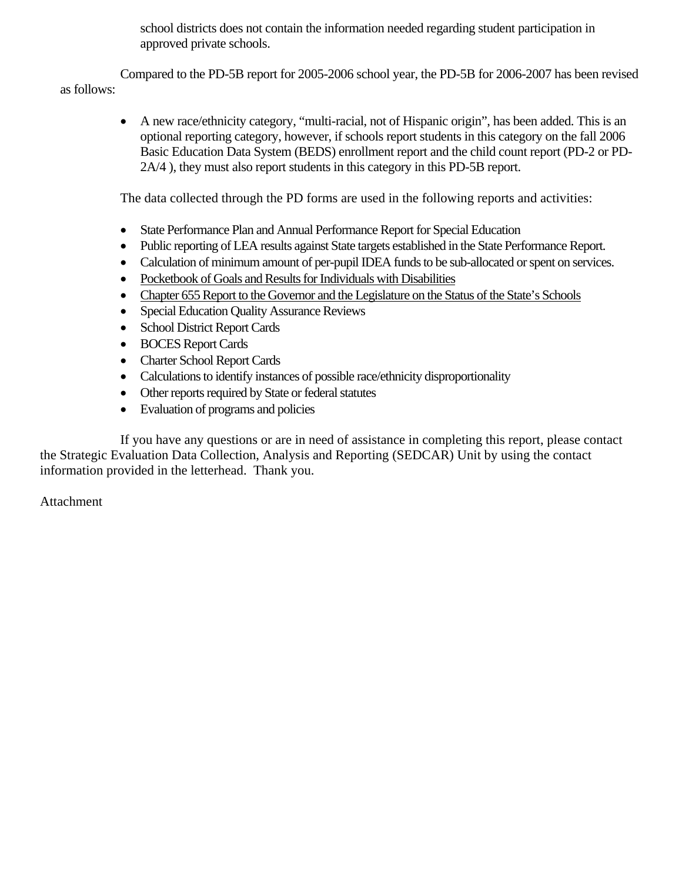school districts does not contain the information needed regarding student participation in approved private schools.

Compared to the PD-5B report for 2005-2006 school year, the PD-5B for 2006-2007 has been revised as follows:

- A new race/ethnicity category, “multi-racial, not of Hispanic origin”, has been added. This is an optional reporting category, however, if schools report students in this category on the fall 2006 Basic Education Data System (BEDS) enrollment report and the child count report (PD-2 or PD-2A/4 ), they must also report students in this category in this PD-5B report.

The data collected through the PD forms are used in the following reports and activities:

- State Performance Plan and Annual Performance Report for Special Education
- Public reporting of LEA results against State targets established in the State Performance Report.
- Calculation of minimum amount of per-pupil IDEA funds to be sub-allocated or spent on services.
- <u>Pocketbook of Goals and Results for Individuals with Disabilities</u>
- <u>Chapter 655 Report to the Governor and the Legislature on the Status of the State’s Schools</u>
- Special Education Quality Assurance Reviews
- School District Report Cards
- BOCES Report Cards
- Charter School Report Cards
- Calculations to identify instances of possible race/ethnicity disproportionality
- Other reports required by State or federal statutes
- Evaluation of programs and policies

If you have any questions or are in need of assistance in completing this report, please contact the Strategic Evaluation Data Collection, Analysis and Reporting (SEDCAR) Unit by using the contact information provided in the letterhead. Thank you.

Attachment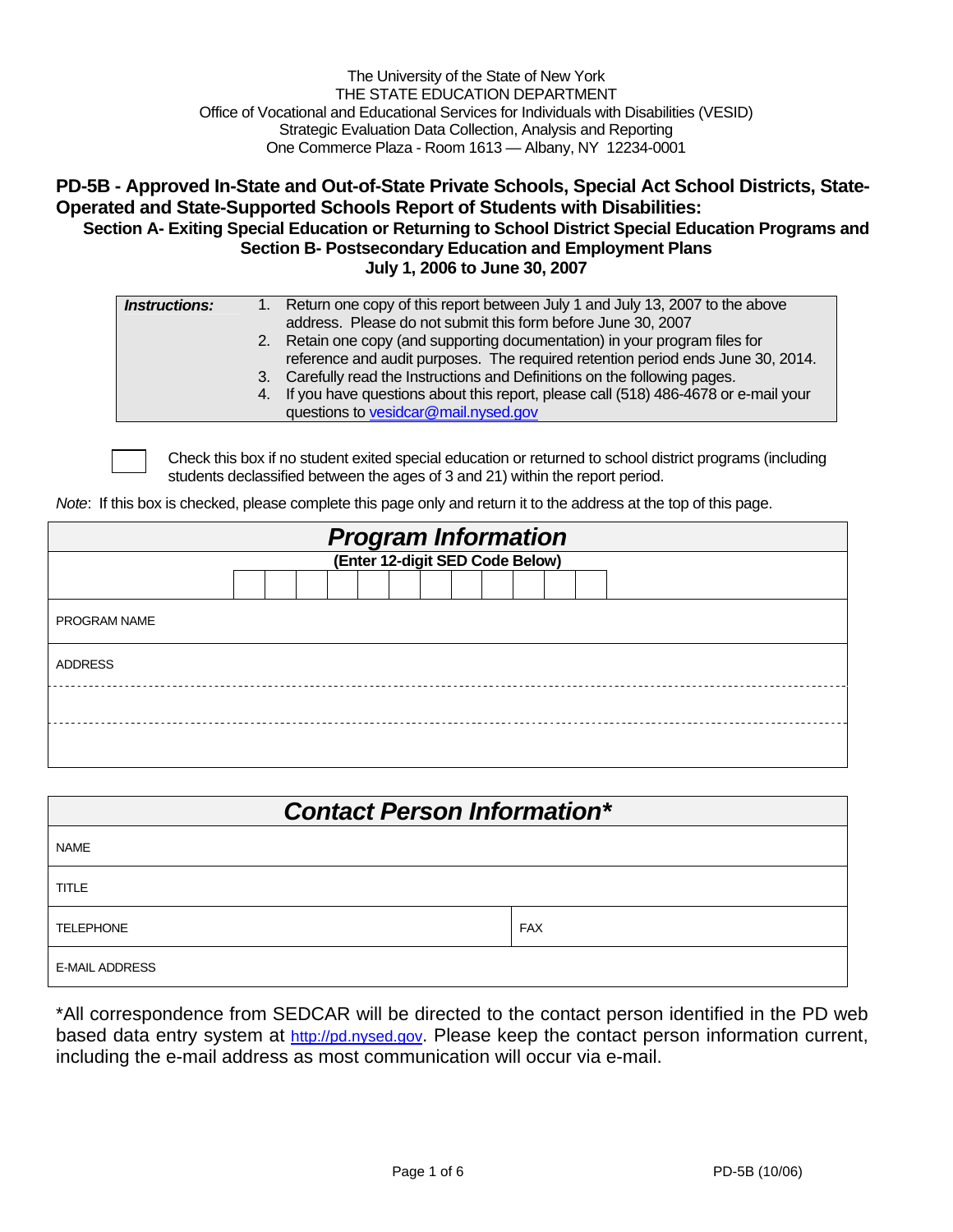The University of the State of New York
THE STATE EDUCATION DEPARTMENT
Office of Vocational and Educational Services for Individuals with Disabilities (VESID)
Strategic Evaluation Data Collection, Analysis and Reporting
One Commerce Plaza - Room 1613 — Albany, NY 12234-0001

# PD-5B - Approved In-State and Out-of-State Private Schools, Special Act School Districts, State-Operated and State-Supported Schools Report of Students with Disabilities:

## Section A- Exiting Special Education or Returning to School District Special Education Programs and Section B- Postsecondary Education and Employment Plans

### July 1, 2006 to June 30, 2007

| ***Instructions:*** | 1. Return one copy of this report between July 1 and July 13, 2007 to the above address. Please do not submit this form before June 30, 2007<br>2. Retain one copy (and supporting documentation) in your program files for reference and audit purposes. The required retention period ends June 30, 2014.<br>3. Carefully read the Instructions and Definitions on the following pages.<br>4. If you have questions about this report, please call (518) 486-4678 or e-mail your questions to vesidcar@mail.nysed.gov |
|---|---|

☐ Check this box if no student exited special education or returned to school district programs (including students declassified between the ages of 3 and 21) within the report period.

*Note*: If this box is checked, please complete this page only and return it to the address at the top of this page.

| ***Program Information*** |
|---|
| **(Enter 12-digit SED Code Below)** |
| \| \| \| \| \| \| \| \| \| \| \| \| \| |
| PROGRAM NAME |
| ADDRESS |
| |
| |

| ***Contact Person Information**** | |
|---|---|
| NAME | |
| TITLE | |
| TELEPHONE | FAX |
| E-MAIL ADDRESS | |

*All correspondence from SEDCAR will be directed to the contact person identified in the PD web based data entry system at http://pd.nysed.gov. Please keep the contact person information current, including the e-mail address as most communication will occur via e-mail.

PD-5B (10/06)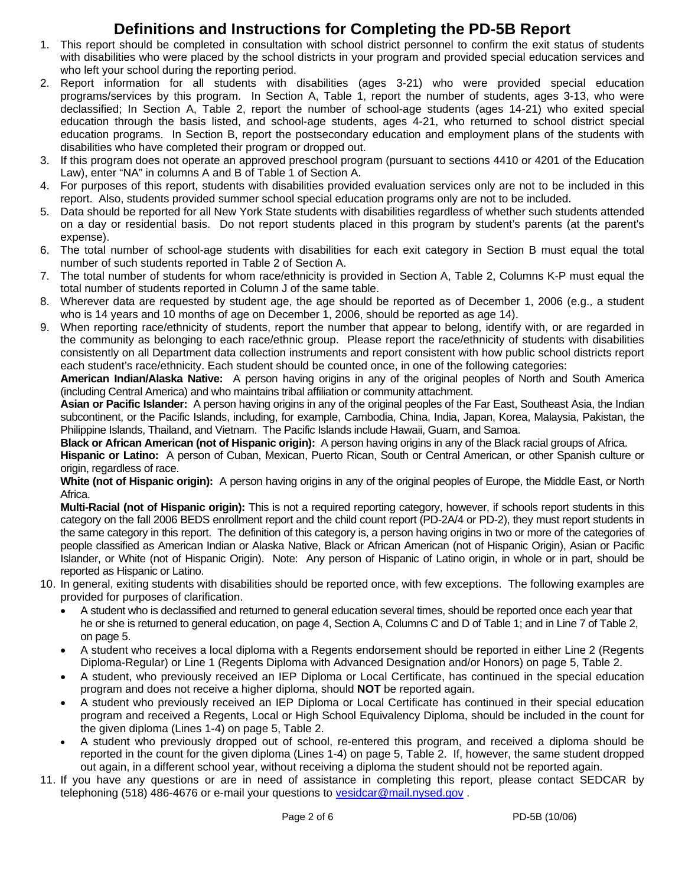# Definitions and Instructions for Completing the PD-5B Report

1. This report should be completed in consultation with school district personnel to confirm the exit status of students with disabilities who were placed by the school districts in your program and provided special education services and who left your school during the reporting period.
2. Report information for all students with disabilities (ages 3-21) who were provided special education programs/services by this program. In Section A, Table 1, report the number of students, ages 3-13, who were declassified; In Section A, Table 2, report the number of school-age students (ages 14-21) who exited special education through the basis listed, and school-age students, ages 4-21, who returned to school district special education programs. In Section B, report the postsecondary education and employment plans of the students with disabilities who have completed their program or dropped out.
3. If this program does not operate an approved preschool program (pursuant to sections 4410 or 4201 of the Education Law), enter "NA" in columns A and B of Table 1 of Section A.
4. For purposes of this report, students with disabilities provided evaluation services only are not to be included in this report. Also, students provided summer school special education programs only are not to be included.
5. Data should be reported for all New York State students with disabilities regardless of whether such students attended on a day or residential basis. Do not report students placed in this program by student's parents (at the parent's expense).
6. The total number of school-age students with disabilities for each exit category in Section B must equal the total number of such students reported in Table 2 of Section A.
7. The total number of students for whom race/ethnicity is provided in Section A, Table 2, Columns K-P must equal the total number of students reported in Column J of the same table.
8. Wherever data are requested by student age, the age should be reported as of December 1, 2006 (e.g., a student who is 14 years and 10 months of age on December 1, 2006, should be reported as age 14).
9. When reporting race/ethnicity of students, report the number that appear to belong, identify with, or are regarded in the community as belonging to each race/ethnic group. Please report the race/ethnicity of students with disabilities consistently on all Department data collection instruments and report consistent with how public school districts report each student's race/ethnicity. Each student should be counted once, in one of the following categories:

   **American Indian/Alaska Native:** A person having origins in any of the original peoples of North and South America (including Central America) and who maintains tribal affiliation or community attachment.

   **Asian or Pacific Islander:** A person having origins in any of the original peoples of the Far East, Southeast Asia, the Indian subcontinent, or the Pacific Islands, including, for example, Cambodia, China, India, Japan, Korea, Malaysia, Pakistan, the Philippine Islands, Thailand, and Vietnam. The Pacific Islands include Hawaii, Guam, and Samoa.

   **Black or African American (not of Hispanic origin):** A person having origins in any of the Black racial groups of Africa.

   **Hispanic or Latino:** A person of Cuban, Mexican, Puerto Rican, South or Central American, or other Spanish culture or origin, regardless of race.

   **White (not of Hispanic origin):** A person having origins in any of the original peoples of Europe, the Middle East, or North Africa.

   **Multi-Racial (not of Hispanic origin):** This is not a required reporting category, however, if schools report students in this category on the fall 2006 BEDS enrollment report and the child count report (PD-2A/4 or PD-2), they must report students in the same category in this report. The definition of this category is, a person having origins in two or more of the categories of people classified as American Indian or Alaska Native, Black or African American (not of Hispanic Origin), Asian or Pacific Islander, or White (not of Hispanic Origin). Note: Any person of Hispanic of Latino origin, in whole or in part, should be reported as Hispanic or Latino.
10. In general, exiting students with disabilities should be reported once, with few exceptions. The following examples are provided for purposes of clarification.
    - A student who is declassified and returned to general education several times, should be reported once each year that he or she is returned to general education, on page 4, Section A, Columns C and D of Table 1; and in Line 7 of Table 2, on page 5.
    - A student who receives a local diploma with a Regents endorsement should be reported in either Line 2 (Regents Diploma-Regular) or Line 1 (Regents Diploma with Advanced Designation and/or Honors) on page 5, Table 2.
    - A student, who previously received an IEP Diploma or Local Certificate, has continued in the special education program and does not receive a higher diploma, should **NOT** be reported again.
    - A student who previously received an IEP Diploma or Local Certificate has continued in their special education program and received a Regents, Local or High School Equivalency Diploma, should be included in the count for the given diploma (Lines 1-4) on page 5, Table 2.
    - A student who previously dropped out of school, re-entered this program, and received a diploma should be reported in the count for the given diploma (Lines 1-4) on page 5, Table 2. If, however, the same student dropped out again, in a different school year, without receiving a diploma the student should not be reported again.
11. If you have any questions or are in need of assistance in completing this report, please contact SEDCAR by telephoning (518) 486-4676 or e-mail your questions to vesidcar@mail.nysed.gov .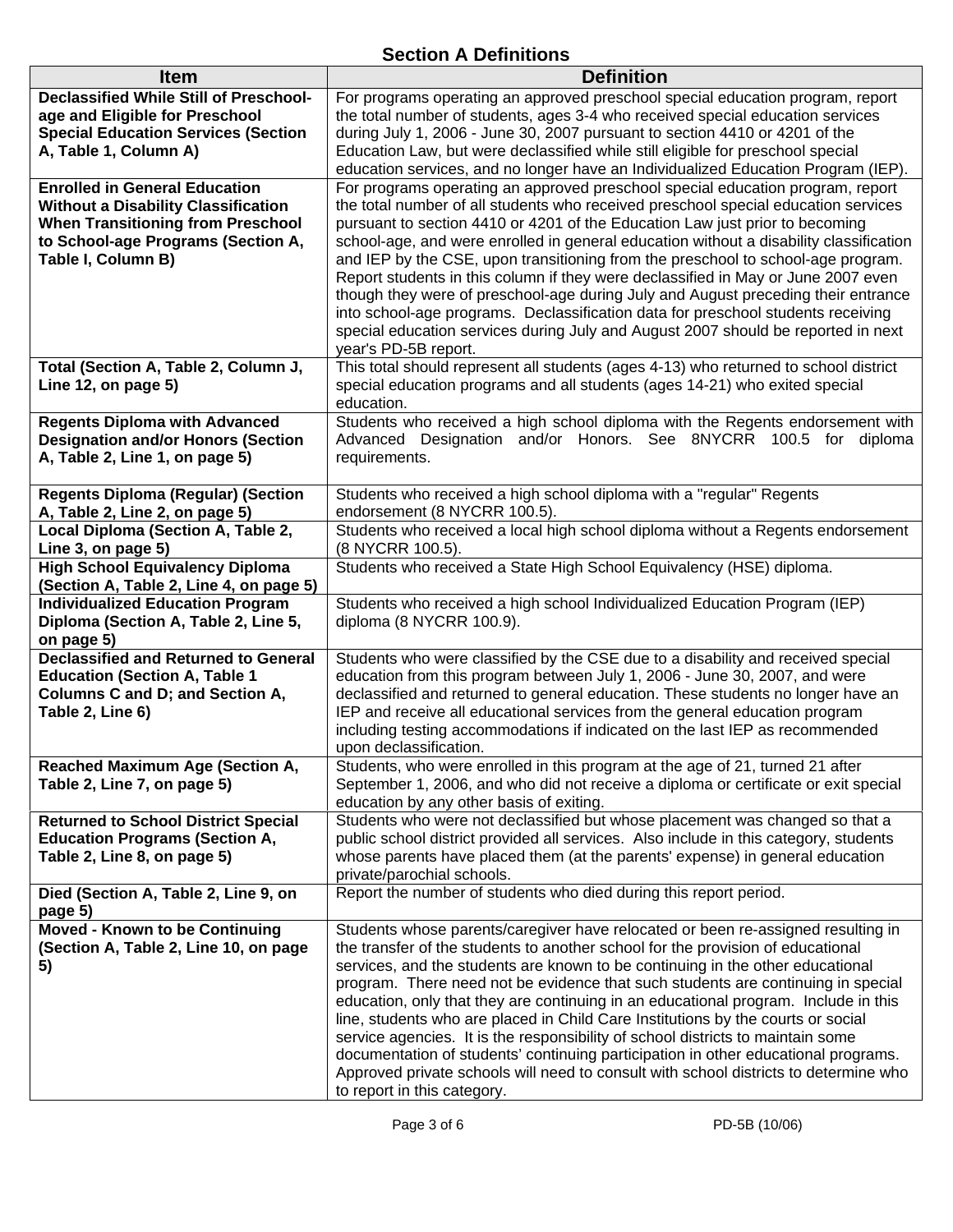## Section A Definitions

| Item | Definition |
|---|---|
| **Declassified While Still of Preschool-age and Eligible for Preschool Special Education Services (Section A, Table 1, Column A)** | For programs operating an approved preschool special education program, report the total number of students, ages 3-4 who received special education services during July 1, 2006 - June 30, 2007 pursuant to section 4410 or 4201 of the Education Law, but were declassified while still eligible for preschool special education services, and no longer have an Individualized Education Program (IEP). |
| **Enrolled in General Education Without a Disability Classification When Transitioning from Preschool to School-age Programs (Section A, Table I, Column B)** | For programs operating an approved preschool special education program, report the total number of all students who received preschool special education services pursuant to section 4410 or 4201 of the Education Law just prior to becoming school-age, and were enrolled in general education without a disability classification and IEP by the CSE, upon transitioning from the preschool to school-age program. Report students in this column if they were declassified in May or June 2007 even though they were of preschool-age during July and August preceding their entrance into school-age programs. Declassification data for preschool students receiving special education services during July and August 2007 should be reported in next year's PD-5B report. |
| **Total (Section A, Table 2, Column J, Line 12, on page 5)** | This total should represent all students (ages 4-13) who returned to school district special education programs and all students (ages 14-21) who exited special education. |
| **Regents Diploma with Advanced Designation and/or Honors (Section A, Table 2, Line 1, on page 5)** | Students who received a high school diploma with the Regents endorsement with Advanced Designation and/or Honors. See 8NYCRR 100.5 for diploma requirements. |
| **Regents Diploma (Regular) (Section A, Table 2, Line 2, on page 5)** | Students who received a high school diploma with a "regular" Regents endorsement (8 NYCRR 100.5). |
| **Local Diploma (Section A, Table 2, Line 3, on page 5)** | Students who received a local high school diploma without a Regents endorsement (8 NYCRR 100.5). |
| **High School Equivalency Diploma (Section A, Table 2, Line 4, on page 5)** | Students who received a State High School Equivalency (HSE) diploma. |
| **Individualized Education Program Diploma (Section A, Table 2, Line 5, on page 5)** | Students who received a high school Individualized Education Program (IEP) diploma (8 NYCRR 100.9). |
| **Declassified and Returned to General Education (Section A, Table 1 Columns C and D; and Section A, Table 2, Line 6)** | Students who were classified by the CSE due to a disability and received special education from this program between July 1, 2006 - June 30, 2007, and were declassified and returned to general education. These students no longer have an IEP and receive all educational services from the general education program including testing accommodations if indicated on the last IEP as recommended upon declassification. |
| **Reached Maximum Age (Section A, Table 2, Line 7, on page 5)** | Students, who were enrolled in this program at the age of 21, turned 21 after September 1, 2006, and who did not receive a diploma or certificate or exit special education by any other basis of exiting. |
| **Returned to School District Special Education Programs (Section A, Table 2, Line 8, on page 5)** | Students who were not declassified but whose placement was changed so that a public school district provided all services. Also include in this category, students whose parents have placed them (at the parents' expense) in general education private/parochial schools. |
| **Died (Section A, Table 2, Line 9, on page 5)** | Report the number of students who died during this report period. |
| **Moved - Known to be Continuing (Section A, Table 2, Line 10, on page 5)** | Students whose parents/caregiver have relocated or been re-assigned resulting in the transfer of the students to another school for the provision of educational services, and the students are known to be continuing in the other educational program. There need not be evidence that such students are continuing in special education, only that they are continuing in an educational program. Include in this line, students who are placed in Child Care Institutions by the courts or social service agencies. It is the responsibility of school districts to maintain some documentation of students' continuing participation in other educational programs. Approved private schools will need to consult with school districts to determine who to report in this category. |

PD-5B (10/06)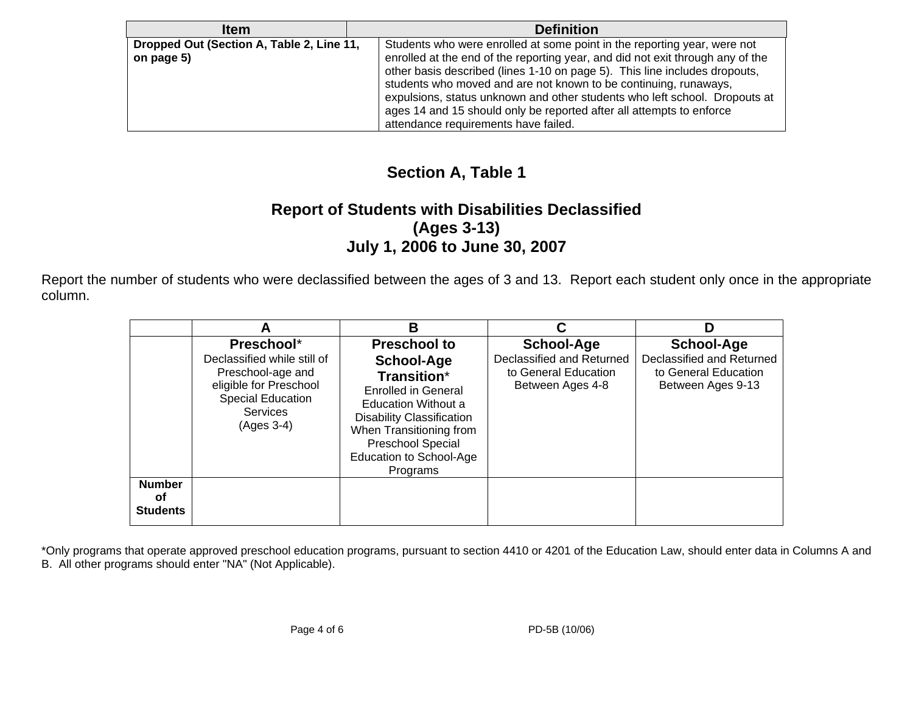| Item | Definition |
| --- | --- |
| **Dropped Out (Section A, Table 2, Line 11, on page 5)** | Students who were enrolled at some point in the reporting year, were not enrolled at the end of the reporting year, and did not exit through any of the other basis described (lines 1-10 on page 5). This line includes dropouts, students who moved and are not known to be continuing, runaways, expulsions, status unknown and other students who left school. Dropouts at ages 14 and 15 should only be reported after all attempts to enforce attendance requirements have failed. |

## Section A, Table 1

## Report of Students with Disabilities Declassified (Ages 3-13) July 1, 2006 to June 30, 2007

Report the number of students who were declassified between the ages of 3 and 13. Report each student only once in the appropriate column.

| | A | B | C | D |
| --- | --- | --- | --- | --- |
| | **Preschool***<br>Declassified while still of Preschool-age and eligible for Preschool Special Education Services (Ages 3-4) | **Preschool to School-Age Transition***<br>Enrolled in General Education Without a Disability Classification When Transitioning from Preschool Special Education to School-Age Programs | **School-Age**<br>Declassified and Returned to General Education Between Ages 4-8 | **School-Age**<br>Declassified and Returned to General Education Between Ages 9-13 |
| **Number of Students** | | | | |

*Only programs that operate approved preschool education programs, pursuant to section 4410 or 4201 of the Education Law, should enter data in Columns A and B. All other programs should enter "NA" (Not Applicable).

PD-5B (10/06)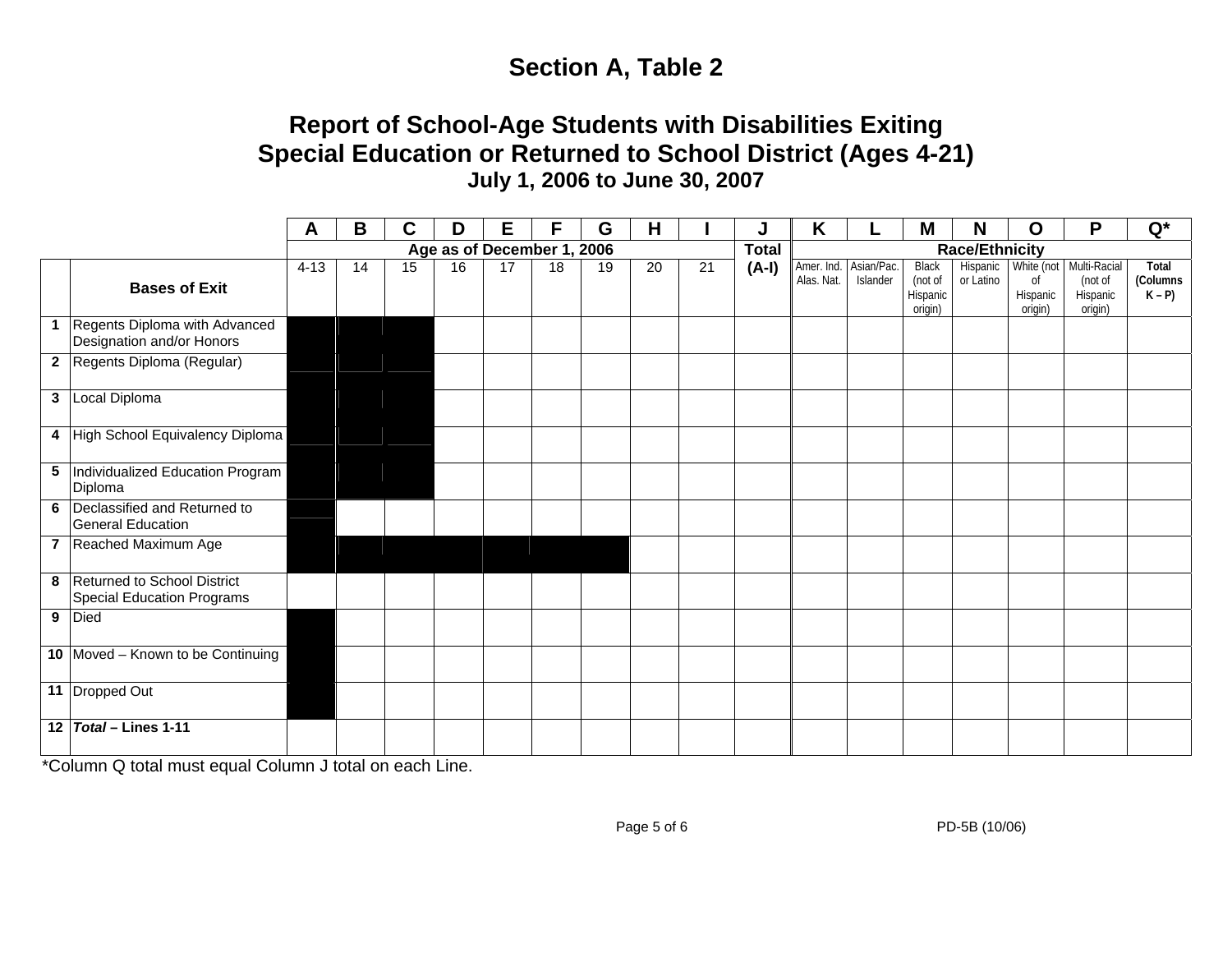# Section A, Table 2

## Report of School-Age Students with Disabilities Exiting Special Education or Returned to School District (Ages 4-21)

### July 1, 2006 to June 30, 2007

| | | A | B | C | D | E | F | G | H | I | J | K | L | M | N | O | P | Q* |
|---|---|---|---|---|---|---|---|---|---|---|---|---|---|---|---|---|---|---|
| | | Age as of December 1, 2006 | | | | | | | | | Total | Race/Ethnicity | | | | | | |
| | **Bases of Exit** | 4-13 | 14 | 15 | 16 | 17 | 18 | 19 | 20 | 21 | (A-I) | Amer. Ind. Alas. Nat. | Asian/Pac. Islander | Black (not of Hispanic origin) | Hispanic or Latino | White (not of Hispanic origin) | Multi-Racial (not of Hispanic origin) | Total (Columns K – P) |
| 1 | Regents Diploma with Advanced Designation and/or Honors | | | | | | | | | | | | | | | | | |
| 2 | Regents Diploma (Regular) | | | | | | | | | | | | | | | | | |
| 3 | Local Diploma | | | | | | | | | | | | | | | | | |
| 4 | High School Equivalency Diploma | | | | | | | | | | | | | | | | | |
| 5 | Individualized Education Program Diploma | | | | | | | | | | | | | | | | | |
| 6 | Declassified and Returned to General Education | | | | | | | | | | | | | | | | | |
| 7 | Reached Maximum Age | | | | | | | | | | | | | | | | | |
| 8 | Returned to School District Special Education Programs | | | | | | | | | | | | | | | | | |
| 9 | Died | | | | | | | | | | | | | | | | | |
| 10 | Moved – Known to be Continuing | | | | | | | | | | | | | | | | | |
| 11 | Dropped Out | | | | | | | | | | | | | | | | | |
| 12 | ***Total* – Lines 1-11** | | | | | | | | | | | | | | | | | |

*Column Q total must equal Column J total on each Line.

PD-5B (10/06)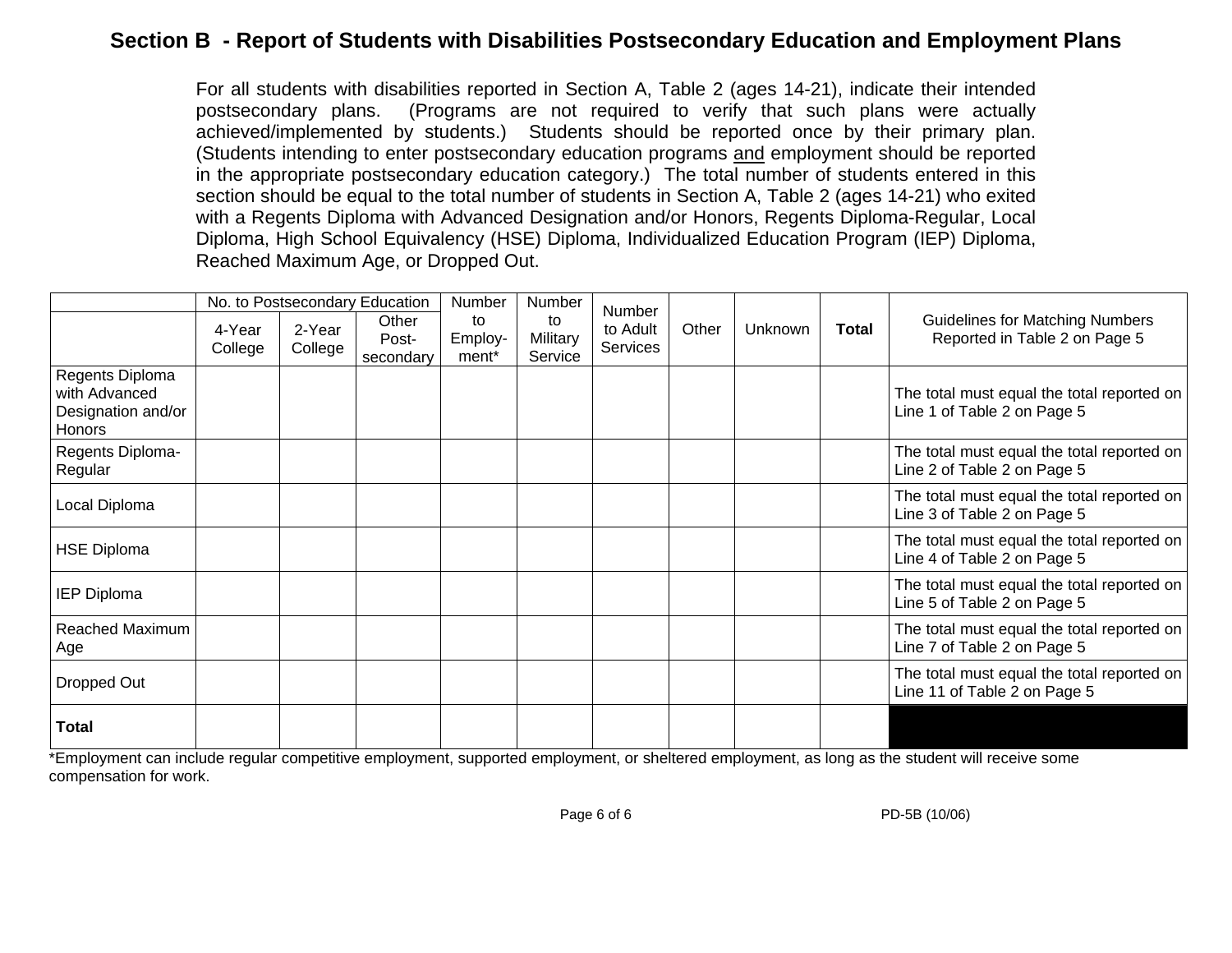## Section B - Report of Students with Disabilities Postsecondary Education and Employment Plans

For all students with disabilities reported in Section A, Table 2 (ages 14-21), indicate their intended postsecondary plans. (Programs are not required to verify that such plans were actually achieved/implemented by students.) Students should be reported once by their primary plan. (Students intending to enter postsecondary education programs and employment should be reported in the appropriate postsecondary education category.) The total number of students entered in this section should be equal to the total number of students in Section A, Table 2 (ages 14-21) who exited with a Regents Diploma with Advanced Designation and/or Honors, Regents Diploma-Regular, Local Diploma, High School Equivalency (HSE) Diploma, Individualized Education Program (IEP) Diploma, Reached Maximum Age, or Dropped Out.

| | No. to Postsecondary Education | | | Number to Employ-ment* | Number to Military Service | Number to Adult Services | Other | Unknown | **Total** | Guidelines for Matching Numbers Reported in Table 2 on Page 5 |
|---|---|---|---|---|---|---|---|---|---|---|
| | 4-Year College | 2-Year College | Other Post-secondary | | | | | | | |
| Regents Diploma with Advanced Designation and/or Honors | | | | | | | | | | The total must equal the total reported on Line 1 of Table 2 on Page 5 |
| Regents Diploma-Regular | | | | | | | | | | The total must equal the total reported on Line 2 of Table 2 on Page 5 |
| Local Diploma | | | | | | | | | | The total must equal the total reported on Line 3 of Table 2 on Page 5 |
| HSE Diploma | | | | | | | | | | The total must equal the total reported on Line 4 of Table 2 on Page 5 |
| IEP Diploma | | | | | | | | | | The total must equal the total reported on Line 5 of Table 2 on Page 5 |
| Reached Maximum Age | | | | | | | | | | The total must equal the total reported on Line 7 of Table 2 on Page 5 |
| Dropped Out | | | | | | | | | | The total must equal the total reported on Line 11 of Table 2 on Page 5 |
| **Total** | | | | | | | | | | |

*Employment can include regular competitive employment, supported employment, or sheltered employment, as long as the student will receive some compensation for work.

PD-5B (10/06)